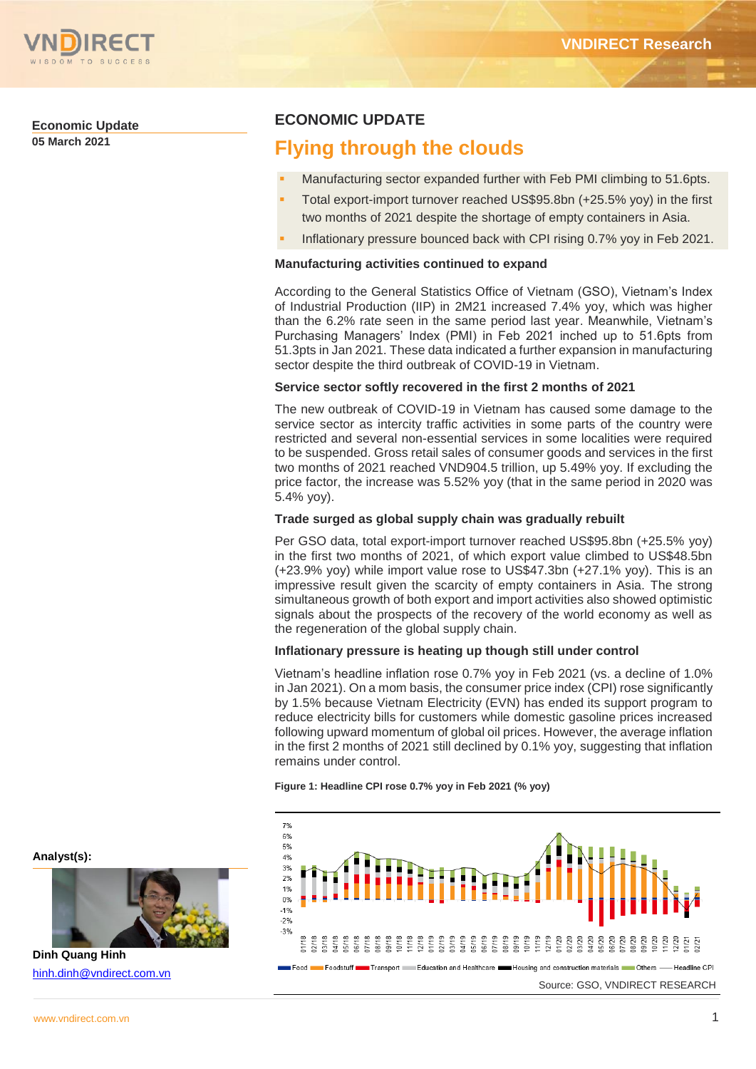**Economic Update**
**05 March 2021**

## ECONOMIC UPDATE

# Flying through the clouds

- Manufacturing sector expanded further with Feb PMI climbing to 51.6pts.
- Total export-import turnover reached US$95.8bn (+25.5% yoy) in the first two months of 2021 despite the shortage of empty containers in Asia.
- Inflationary pressure bounced back with CPI rising 0.7% yoy in Feb 2021.

### Manufacturing activities continued to expand

According to the General Statistics Office of Vietnam (GSO), Vietnam's Index of Industrial Production (IIP) in 2M21 increased 7.4% yoy, which was higher than the 6.2% rate seen in the same period last year. Meanwhile, Vietnam's Purchasing Managers' Index (PMI) in Feb 2021 inched up to 51.6pts from 51.3pts in Jan 2021. These data indicated a further expansion in manufacturing sector despite the third outbreak of COVID-19 in Vietnam.

### Service sector softly recovered in the first 2 months of 2021

The new outbreak of COVID-19 in Vietnam has caused some damage to the service sector as intercity traffic activities in some parts of the country were restricted and several non-essential services in some localities were required to be suspended. Gross retail sales of consumer goods and services in the first two months of 2021 reached VND904.5 trillion, up 5.49% yoy. If excluding the price factor, the increase was 5.52% yoy (that in the same period in 2020 was 5.4% yoy).

### Trade surged as global supply chain was gradually rebuilt

Per GSO data, total export-import turnover reached US$95.8bn (+25.5% yoy) in the first two months of 2021, of which export value climbed to US$48.5bn (+23.9% yoy) while import value rose to US$47.3bn (+27.1% yoy). This is an impressive result given the scarcity of empty containers in Asia. The strong simultaneous growth of both export and import activities also showed optimistic signals about the prospects of the recovery of the world economy as well as the regeneration of the global supply chain.

### Inflationary pressure is heating up though still under control

Vietnam's headline inflation rose 0.7% yoy in Feb 2021 (vs. a decline of 1.0% in Jan 2021). On a mom basis, the consumer price index (CPI) rose significantly by 1.5% because Vietnam Electricity (EVN) has ended its support program to reduce electricity bills for customers while domestic gasoline prices increased following upward momentum of global oil prices. However, the average inflation in the first 2 months of 2021 still declined by 0.1% yoy, suggesting that inflation remains under control.

**Figure 1: Headline CPI rose 0.7% yoy in Feb 2021 (% yoy)**

Source: GSO, VNDIRECT RESEARCH

**Analyst(s):**

**Dinh Quang Hinh**
hinh.dinh@vndirect.com.vn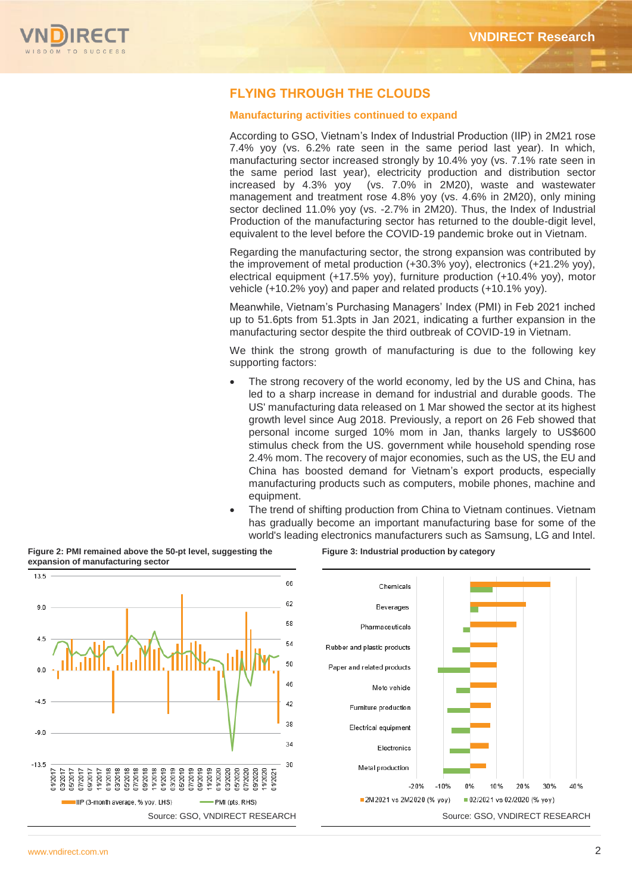# FLYING THROUGH THE CLOUDS

## Manufacturing activities continued to expand

According to GSO, Vietnam's Index of Industrial Production (IIP) in 2M21 rose 7.4% yoy (vs. 6.2% rate seen in the same period last year). In which, manufacturing sector increased strongly by 10.4% yoy (vs. 7.1% rate seen in the same period last year), electricity production and distribution sector increased by 4.3% yoy (vs. 7.0% in 2M20), waste and wastewater management and treatment rose 4.8% yoy (vs. 4.6% in 2M20), only mining sector declined 11.0% yoy (vs. -2.7% in 2M20). Thus, the Index of Industrial Production of the manufacturing sector has returned to the double-digit level, equivalent to the level before the COVID-19 pandemic broke out in Vietnam.

Regarding the manufacturing sector, the strong expansion was contributed by the improvement of metal production (+30.3% yoy), electronics (+21.2% yoy), electrical equipment (+17.5% yoy), furniture production (+10.4% yoy), motor vehicle (+10.2% yoy) and paper and related products (+10.1% yoy).

Meanwhile, Vietnam's Purchasing Managers' Index (PMI) in Feb 2021 inched up to 51.6pts from 51.3pts in Jan 2021, indicating a further expansion in the manufacturing sector despite the third outbreak of COVID-19 in Vietnam.

We think the strong growth of manufacturing is due to the following key supporting factors:

- The strong recovery of the world economy, led by the US and China, has led to a sharp increase in demand for industrial and durable goods. The US' manufacturing data released on 1 Mar showed the sector at its highest growth level since Aug 2018. Previously, a report on 26 Feb showed that personal income surged 10% mom in Jan, thanks largely to US$600 stimulus check from the US. government while household spending rose 2.4% mom. The recovery of major economies, such as the US, the EU and China has boosted demand for Vietnam's export products, especially manufacturing products such as computers, mobile phones, machine and equipment.
- The trend of shifting production from China to Vietnam continues. Vietnam has gradually become an important manufacturing base for some of the world's leading electronics manufacturers such as Samsung, LG and Intel.

**Figure 2: PMI remained above the 50-pt level, suggesting the expansion of manufacturing sector**

Source: GSO, VNDIRECT RESEARCH

**Figure 3: Industrial production by category**

Source: GSO, VNDIRECT RESEARCH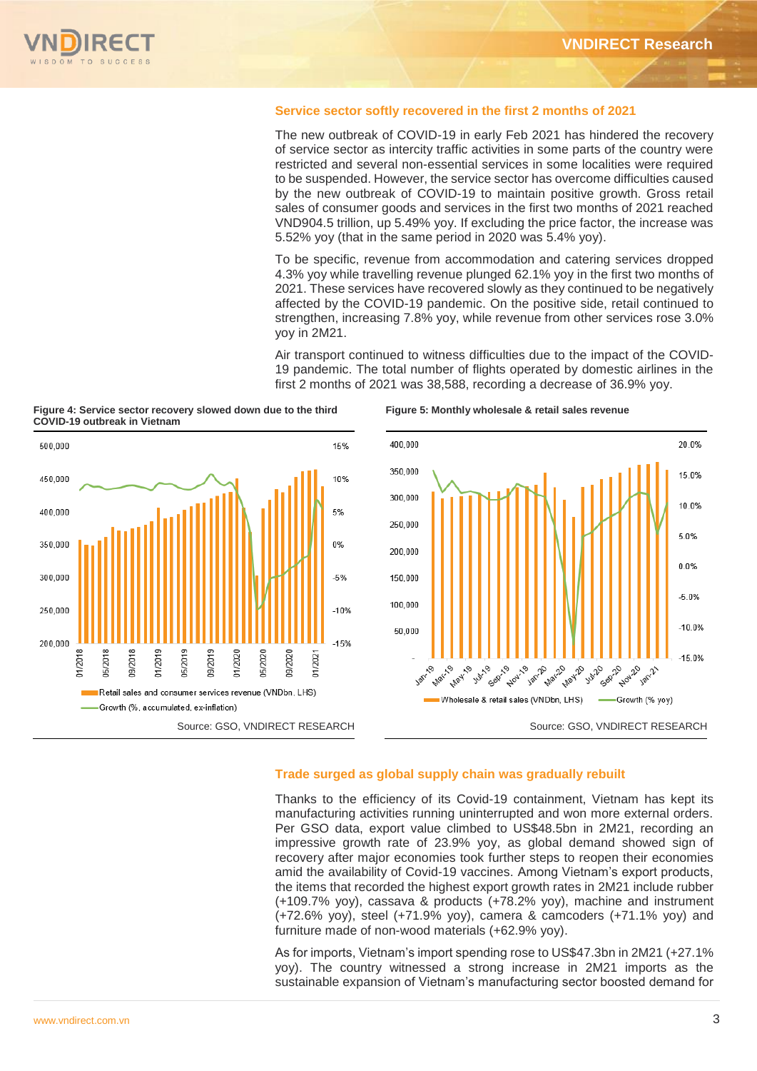## Service sector softly recovered in the first 2 months of 2021

The new outbreak of COVID-19 in early Feb 2021 has hindered the recovery of service sector as intercity traffic activities in some parts of the country were restricted and several non-essential services in some localities were required to be suspended. However, the service sector has overcome difficulties caused by the new outbreak of COVID-19 to maintain positive growth. Gross retail sales of consumer goods and services in the first two months of 2021 reached VND904.5 trillion, up 5.49% yoy. If excluding the price factor, the increase was 5.52% yoy (that in the same period in 2020 was 5.4% yoy).

To be specific, revenue from accommodation and catering services dropped 4.3% yoy while travelling revenue plunged 62.1% yoy in the first two months of 2021. These services have recovered slowly as they continued to be negatively affected by the COVID-19 pandemic. On the positive side, retail continued to strengthen, increasing 7.8% yoy, while revenue from other services rose 3.0% yoy in 2M21.

Air transport continued to witness difficulties due to the impact of the COVID-19 pandemic. The total number of flights operated by domestic airlines in the first 2 months of 2021 was 38,588, recording a decrease of 36.9% yoy.

**Figure 4: Service sector recovery slowed down due to the third COVID-19 outbreak in Vietnam**

Retail sales and consumer services revenue (VNDbn, LHS)
Growth (%, accumulated, ex-inflation)

Source: GSO, VNDIRECT RESEARCH

**Figure 5: Monthly wholesale & retail sales revenue**

Wholesale & retail sales (VNDbn, LHS)
Growth (% yoy)

Source: GSO, VNDIRECT RESEARCH

## Trade surged as global supply chain was gradually rebuilt

Thanks to the efficiency of its Covid-19 containment, Vietnam has kept its manufacturing activities running uninterrupted and won more external orders. Per GSO data, export value climbed to US$48.5bn in 2M21, recording an impressive growth rate of 23.9% yoy, as global demand showed sign of recovery after major economies took further steps to reopen their economies amid the availability of Covid-19 vaccines. Among Vietnam's export products, the items that recorded the highest export growth rates in 2M21 include rubber (+109.7% yoy), cassava & products (+78.2% yoy), machine and instrument (+72.6% yoy), steel (+71.9% yoy), camera & camcoders (+71.1% yoy) and furniture made of non-wood materials (+62.9% yoy).

As for imports, Vietnam's import spending rose to US$47.3bn in 2M21 (+27.1% yoy). The country witnessed a strong increase in 2M21 imports as the sustainable expansion of Vietnam's manufacturing sector boosted demand for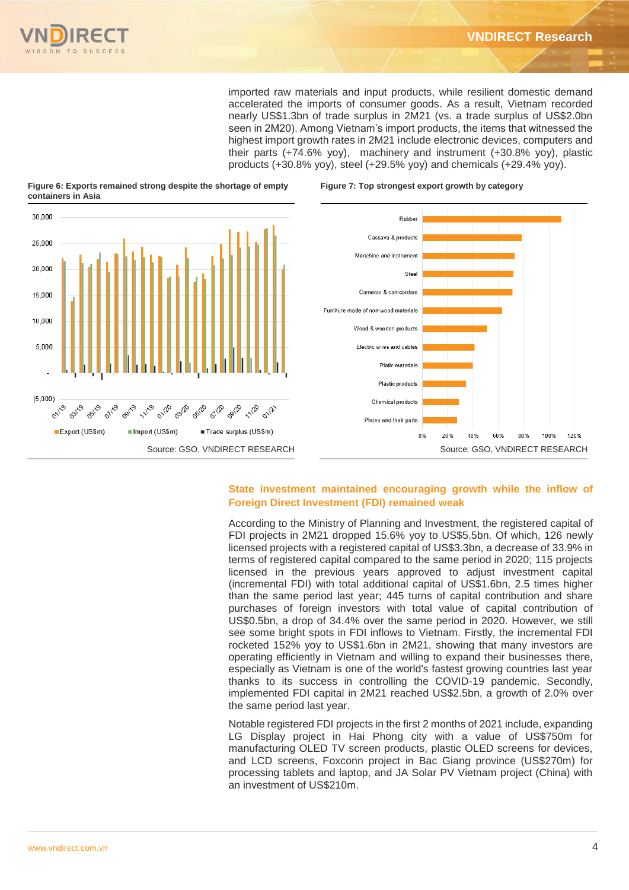imported raw materials and input products, while resilient domestic demand accelerated the imports of consumer goods. As a result, Vietnam recorded nearly US$1.3bn of trade surplus in 2M21 (vs. a trade surplus of US$2.0bn seen in 2M20). Among Vietnam's import products, the items that witnessed the highest import growth rates in 2M21 include electronic devices, computers and their parts (+74.6% yoy), machinery and instrument (+30.8% yoy), plastic products (+30.8% yoy), steel (+29.5% yoy) and chemicals (+29.4% yoy).

**Figure 6: Exports remained strong despite the shortage of empty containers in Asia**

Source: GSO, VNDIRECT RESEARCH

**Figure 7: Top strongest export growth by category**

Source: GSO, VNDIRECT RESEARCH

## State investment maintained encouraging growth while the inflow of Foreign Direct Investment (FDI) remained weak

According to the Ministry of Planning and Investment, the registered capital of FDI projects in 2M21 dropped 15.6% yoy to US$5.5bn. Of which, 126 newly licensed projects with a registered capital of US$3.3bn, a decrease of 33.9% in terms of registered capital compared to the same period in 2020; 115 projects licensed in the previous years approved to adjust investment capital (incremental FDI) with total additional capital of US$1.6bn, 2.5 times higher than the same period last year; 445 turns of capital contribution and share purchases of foreign investors with total value of capital contribution of US$0.5bn, a drop of 34.4% over the same period in 2020. However, we still see some bright spots in FDI inflows to Vietnam. Firstly, the incremental FDI rocketed 152% yoy to US$1.6bn in 2M21, showing that many investors are operating efficiently in Vietnam and willing to expand their businesses there, especially as Vietnam is one of the world's fastest growing countries last year thanks to its success in controlling the COVID-19 pandemic. Secondly, implemented FDI capital in 2M21 reached US$2.5bn, a growth of 2.0% over the same period last year.

Notable registered FDI projects in the first 2 months of 2021 include, expanding LG Display project in Hai Phong city with a value of US$750m for manufacturing OLED TV screen products, plastic OLED screens for devices, and LCD screens, Foxconn project in Bac Giang province (US$270m) for processing tablets and laptop, and JA Solar PV Vietnam project (China) with an investment of US$210m.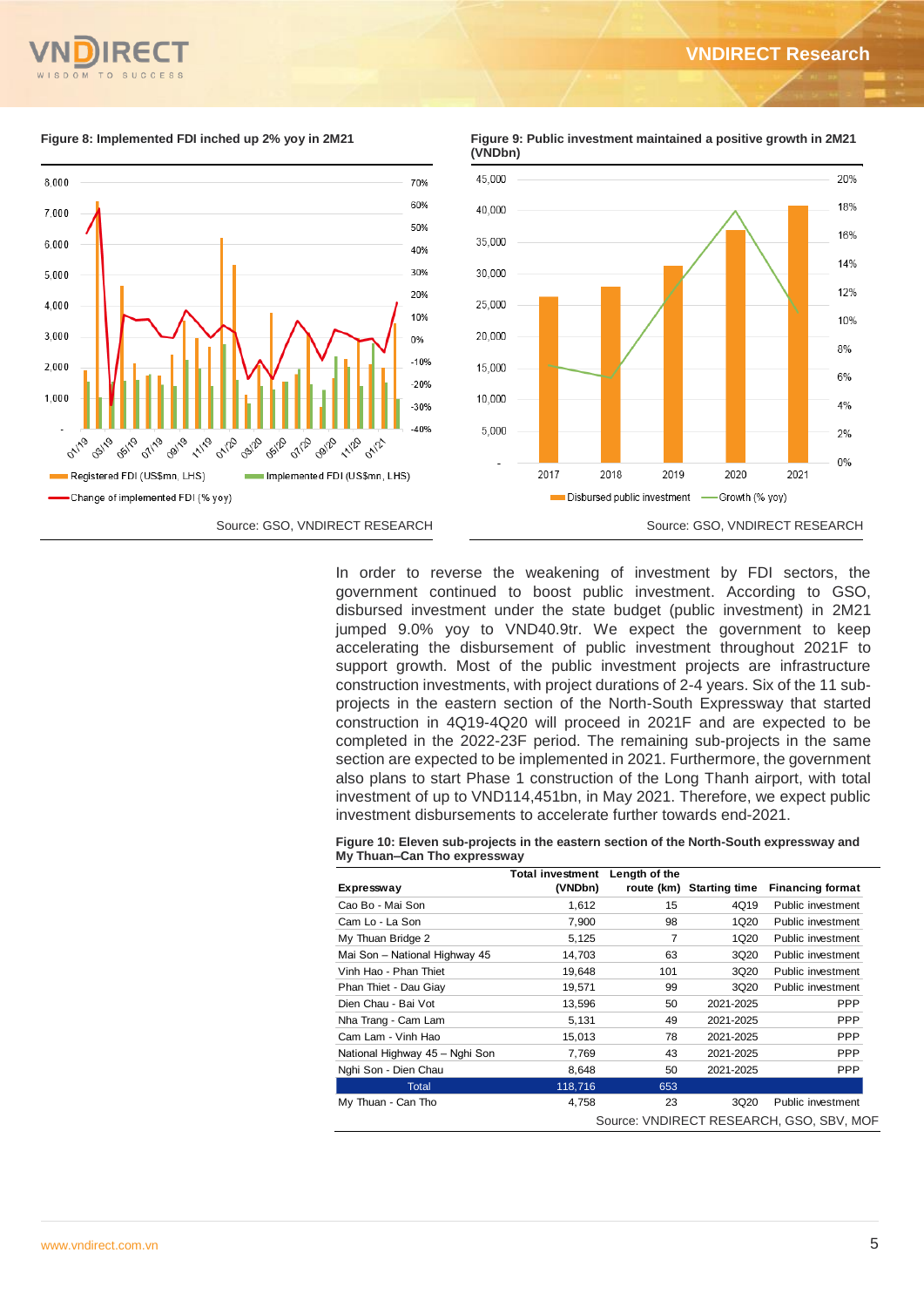**Figure 8: Implemented FDI inched up 2% yoy in 2M21**

Source: GSO, VNDIRECT RESEARCH

**Figure 9: Public investment maintained a positive growth in 2M21 (VNDbn)**

Source: GSO, VNDIRECT RESEARCH

In order to reverse the weakening of investment by FDI sectors, the government continued to boost public investment. According to GSO, disbursed investment under the state budget (public investment) in 2M21 jumped 9.0% yoy to VND40.9tr. We expect the government to keep accelerating the disbursement of public investment throughout 2021F to support growth. Most of the public investment projects are infrastructure construction investments, with project durations of 2-4 years. Six of the 11 sub-projects in the eastern section of the North-South Expressway that started construction in 4Q19-4Q20 will proceed in 2021F and are expected to be completed in the 2022-23F period. The remaining sub-projects in the same section are expected to be implemented in 2021. Furthermore, the government also plans to start Phase 1 construction of the Long Thanh airport, with total investment of up to VND114,451bn, in May 2021. Therefore, we expect public investment disbursements to accelerate further towards end-2021.

**Figure 10: Eleven sub-projects in the eastern section of the North-South expressway and My Thuan–Can Tho expressway**

| Expressway | Total investment (VNDbn) | Length of the route (km) | Starting time | Financing format |
|---|---|---|---|---|
| Cao Bo - Mai Son | 1,612 | 15 | 4Q19 | Public investment |
| Cam Lo - La Son | 7,900 | 98 | 1Q20 | Public investment |
| My Thuan Bridge 2 | 5,125 | 7 | 1Q20 | Public investment |
| Mai Son – National Highway 45 | 14,703 | 63 | 3Q20 | Public investment |
| Vinh Hao - Phan Thiet | 19,648 | 101 | 3Q20 | Public investment |
| Phan Thiet - Dau Giay | 19,571 | 99 | 3Q20 | Public investment |
| Dien Chau - Bai Vot | 13,596 | 50 | 2021-2025 | PPP |
| Nha Trang - Cam Lam | 5,131 | 49 | 2021-2025 | PPP |
| Cam Lam - Vinh Hao | 15,013 | 78 | 2021-2025 | PPP |
| National Highway 45 – Nghi Son | 7,769 | 43 | 2021-2025 | PPP |
| Nghi Son - Dien Chau | 8,648 | 50 | 2021-2025 | PPP |
| Total | 118,716 | 653 | | |
| My Thuan - Can Tho | 4,758 | 23 | 3Q20 | Public investment |

Source: VNDIRECT RESEARCH, GSO, SBV, MOF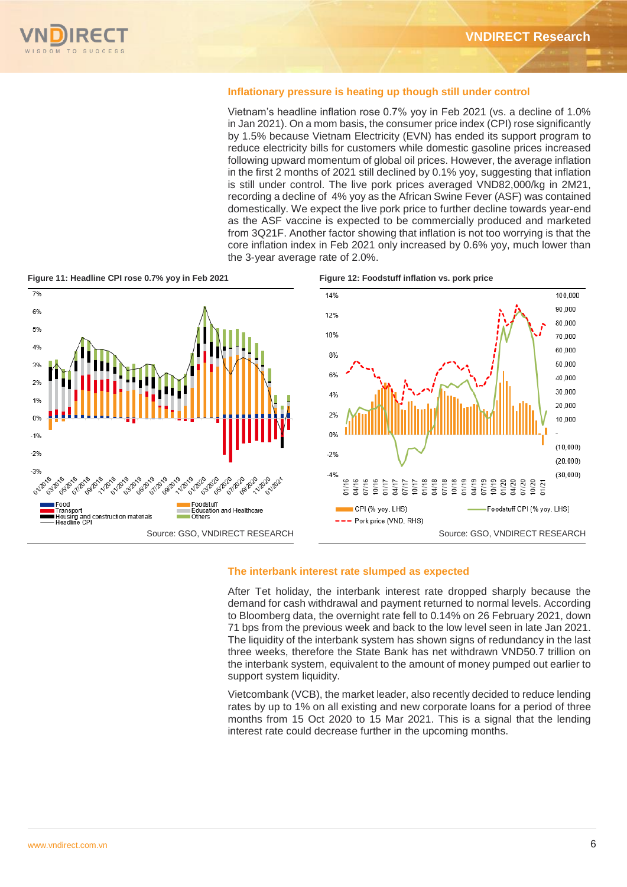## Inflationary pressure is heating up though still under control

Vietnam's headline inflation rose 0.7% yoy in Feb 2021 (vs. a decline of 1.0% in Jan 2021). On a mom basis, the consumer price index (CPI) rose significantly by 1.5% because Vietnam Electricity (EVN) has ended its support program to reduce electricity bills for customers while domestic gasoline prices increased following upward momentum of global oil prices. However, the average inflation in the first 2 months of 2021 still declined by 0.1% yoy, suggesting that inflation is still under control. The live pork prices averaged VND82,000/kg in 2M21, recording a decline of 4% yoy as the African Swine Fever (ASF) was contained domestically. We expect the live pork price to further decline towards year-end as the ASF vaccine is expected to be commercially produced and marketed from 3Q21F. Another factor showing that inflation is not too worrying is that the core inflation index in Feb 2021 only increased by 0.6% yoy, much lower than the 3-year average rate of 2.0%.

**Figure 11: Headline CPI rose 0.7% yoy in Feb 2021**

Source: GSO, VNDIRECT RESEARCH

**Figure 12: Foodstuff inflation vs. pork price**

Source: GSO, VNDIRECT RESEARCH

## The interbank interest rate slumped as expected

After Tet holiday, the interbank interest rate dropped sharply because the demand for cash withdrawal and payment returned to normal levels. According to Bloomberg data, the overnight rate fell to 0.14% on 26 February 2021, down 71 bps from the previous week and back to the low level seen in late Jan 2021. The liquidity of the interbank system has shown signs of redundancy in the last three weeks, therefore the State Bank has net withdrawn VND50.7 trillion on the interbank system, equivalent to the amount of money pumped out earlier to support system liquidity.

Vietcombank (VCB), the market leader, also recently decided to reduce lending rates by up to 1% on all existing and new corporate loans for a period of three months from 15 Oct 2020 to 15 Mar 2021. This is a signal that the lending interest rate could decrease further in the upcoming months.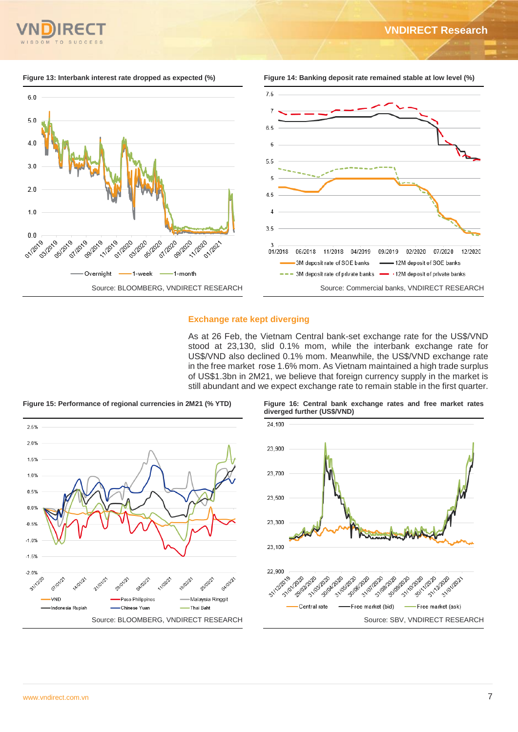Figure 13: Interbank interest rate dropped as expected (%)

Source: BLOOMBERG, VNDIRECT RESEARCH

Figure 14: Banking deposit rate remained stable at low level (%)

Source: Commercial banks, VNDIRECT RESEARCH

### Exchange rate kept diverging

As at 26 Feb, the Vietnam Central bank-set exchange rate for the US$/VND stood at 23,130, slid 0.1% mom, while the interbank exchange rate for US$/VND also declined 0.1% mom. Meanwhile, the US$/VND exchange rate in the free market rose 1.6% mom. As Vietnam maintained a high trade surplus of US$1.3bn in 2M21, we believe that foreign currency supply in the market is still abundant and we expect exchange rate to remain stable in the first quarter.

Figure 15: Performance of regional currencies in 2M21 (% YTD)

Source: BLOOMBERG, VNDIRECT RESEARCH

Figure 16: Central bank exchange rates and free market rates diverged further (US$/VND)

Source: SBV, VNDIRECT RESEARCH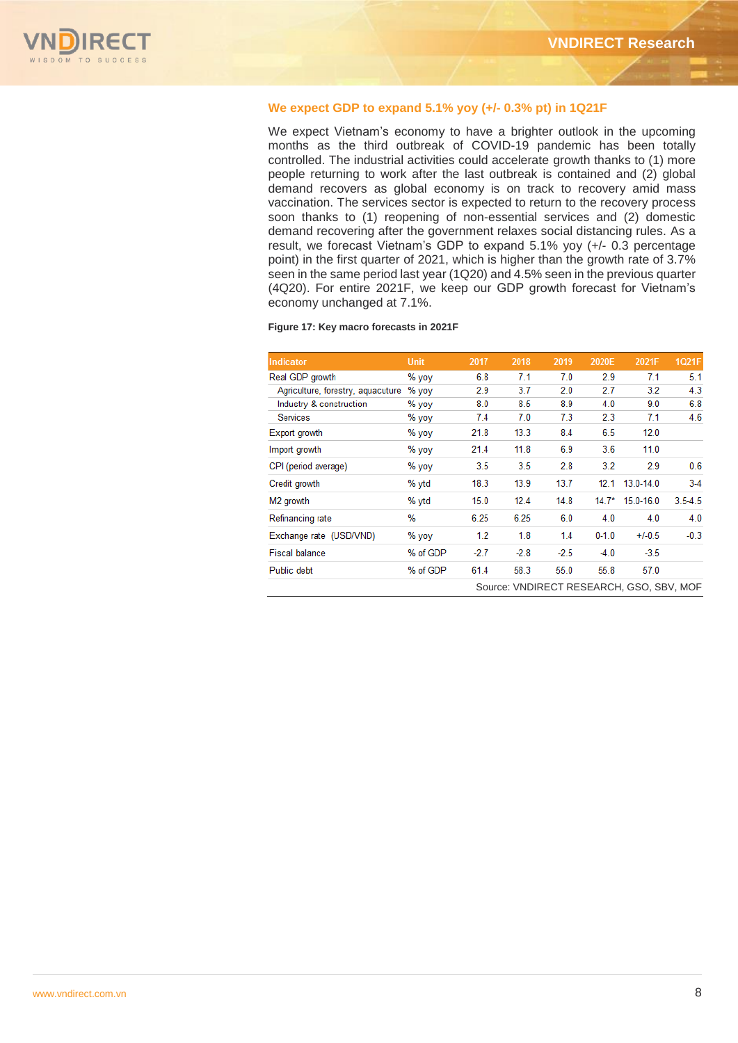## We expect GDP to expand 5.1% yoy (+/- 0.3% pt) in 1Q21F

We expect Vietnam's economy to have a brighter outlook in the upcoming months as the third outbreak of COVID-19 pandemic has been totally controlled. The industrial activities could accelerate growth thanks to (1) more people returning to work after the last outbreak is contained and (2) global demand recovers as global economy is on track to recovery amid mass vaccination. The services sector is expected to return to the recovery process soon thanks to (1) reopening of non-essential services and (2) domestic demand recovering after the government relaxes social distancing rules. As a result, we forecast Vietnam's GDP to expand 5.1% yoy (+/- 0.3 percentage point) in the first quarter of 2021, which is higher than the growth rate of 3.7% seen in the same period last year (1Q20) and 4.5% seen in the previous quarter (4Q20). For entire 2021F, we keep our GDP growth forecast for Vietnam's economy unchanged at 7.1%.

**Figure 17: Key macro forecasts in 2021F**

| Indicator | Unit | 2017 | 2018 | 2019 | 2020E | 2021F | 1Q21F |
|---|---|---|---|---|---|---|---|
| Real GDP growth | % yoy | 6.8 | 7.1 | 7.0 | 2.9 | 7.1 | 5.1 |
| Agriculture, forestry, aquacuture | % yoy | 2.9 | 3.7 | 2.0 | 2.7 | 3.2 | 4.3 |
| Industry & construction | % yoy | 8.0 | 8.5 | 8.9 | 4.0 | 9.0 | 6.8 |
| Services | % yoy | 7.4 | 7.0 | 7.3 | 2.3 | 7.1 | 4.6 |
| Export growth | % yoy | 21.8 | 13.3 | 8.4 | 6.5 | 12.0 | |
| Import growth | % yoy | 21.4 | 11.8 | 6.9 | 3.6 | 11.0 | |
| CPI (period average) | % yoy | 3.5 | 3.5 | 2.8 | 3.2 | 2.9 | 0.6 |
| Credit growth | % ytd | 18.3 | 13.9 | 13.7 | 12.1 | 13.0-14.0 | 3-4 |
| M2 growth | % ytd | 15.0 | 12.4 | 14.8 | 14.7* | 15.0-16.0 | 3.5-4.5 |
| Refinancing rate | % | 6.25 | 6.25 | 6.0 | 4.0 | 4.0 | 4.0 |
| Exchange rate (USD/VND) | % yoy | 1.2 | 1.8 | 1.4 | 0-1.0 | +/-0.5 | -0.3 |
| Fiscal balance | % of GDP | -2.7 | -2.8 | -2.5 | -4.0 | -3.5 | |
| Public debt | % of GDP | 61.4 | 58.3 | 55.0 | 55.8 | 57.0 | |

Source: VNDIRECT RESEARCH, GSO, SBV, MOF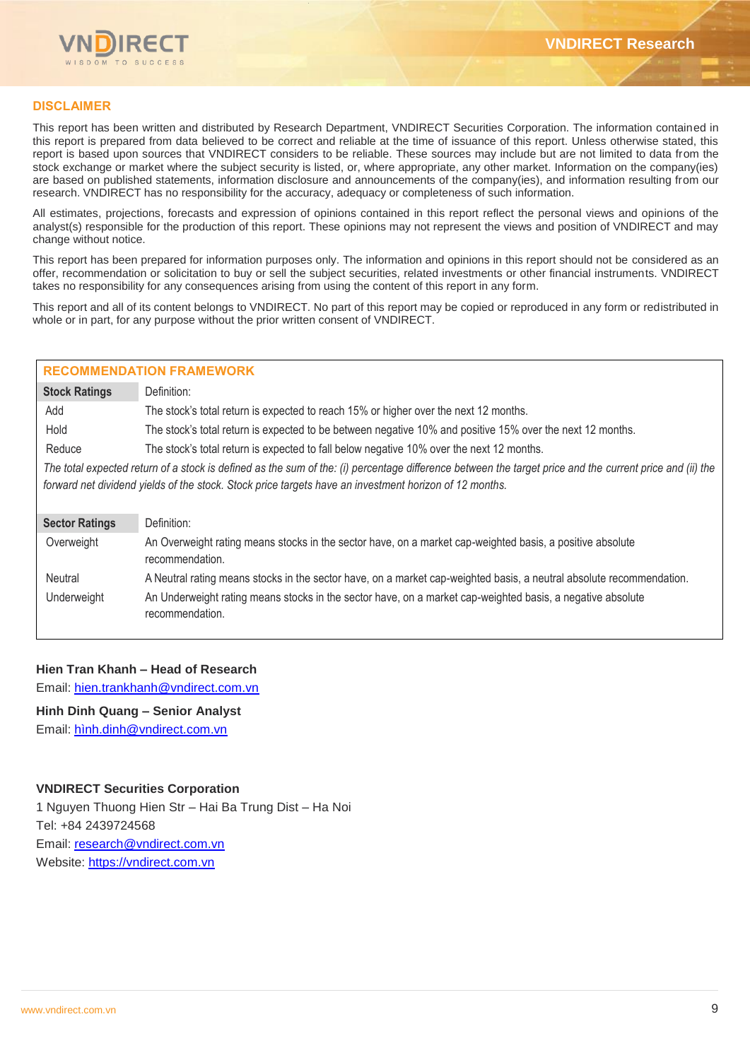## DISCLAIMER

This report has been written and distributed by Research Department, VNDIRECT Securities Corporation. The information contained in this report is prepared from data believed to be correct and reliable at the time of issuance of this report. Unless otherwise stated, this report is based upon sources that VNDIRECT considers to be reliable. These sources may include but are not limited to data from the stock exchange or market where the subject security is listed, or, where appropriate, any other market. Information on the company(ies) are based on published statements, information disclosure and announcements of the company(ies), and information resulting from our research. VNDIRECT has no responsibility for the accuracy, adequacy or completeness of such information.

All estimates, projections, forecasts and expression of opinions contained in this report reflect the personal views and opinions of the analyst(s) responsible for the production of this report. These opinions may not represent the views and position of VNDIRECT and may change without notice.

This report has been prepared for information purposes only. The information and opinions in this report should not be considered as an offer, recommendation or solicitation to buy or sell the subject securities, related investments or other financial instruments. VNDIRECT takes no responsibility for any consequences arising from using the content of this report in any form.

This report and all of its content belongs to VNDIRECT. No part of this report may be copied or reproduced in any form or redistributed in whole or in part, for any purpose without the prior written consent of VNDIRECT.

### RECOMMENDATION FRAMEWORK

| Stock Ratings | Definition: |
|---|---|
| Add | The stock's total return is expected to reach 15% or higher over the next 12 months. |
| Hold | The stock's total return is expected to be between negative 10% and positive 15% over the next 12 months. |
| Reduce | The stock's total return is expected to fall below negative 10% over the next 12 months. |

*The total expected return of a stock is defined as the sum of the: (i) percentage difference between the target price and the current price and (ii) the forward net dividend yields of the stock. Stock price targets have an investment horizon of 12 months.*

| Sector Ratings | Definition: |
|---|---|
| Overweight | An Overweight rating means stocks in the sector have, on a market cap-weighted basis, a positive absolute recommendation. |
| Neutral | A Neutral rating means stocks in the sector have, on a market cap-weighted basis, a neutral absolute recommendation. |
| Underweight | An Underweight rating means stocks in the sector have, on a market cap-weighted basis, a negative absolute recommendation. |

**Hien Tran Khanh – Head of Research**
Email: hien.trankhanh@vndirect.com.vn

**Hinh Dinh Quang – Senior Analyst**
Email: hình.dinh@vndirect.com.vn

**VNDIRECT Securities Corporation**
1 Nguyen Thuong Hien Str – Hai Ba Trung Dist – Ha Noi
Tel: +84 2439724568
Email: research@vndirect.com.vn
Website: https://vndirect.com.vn